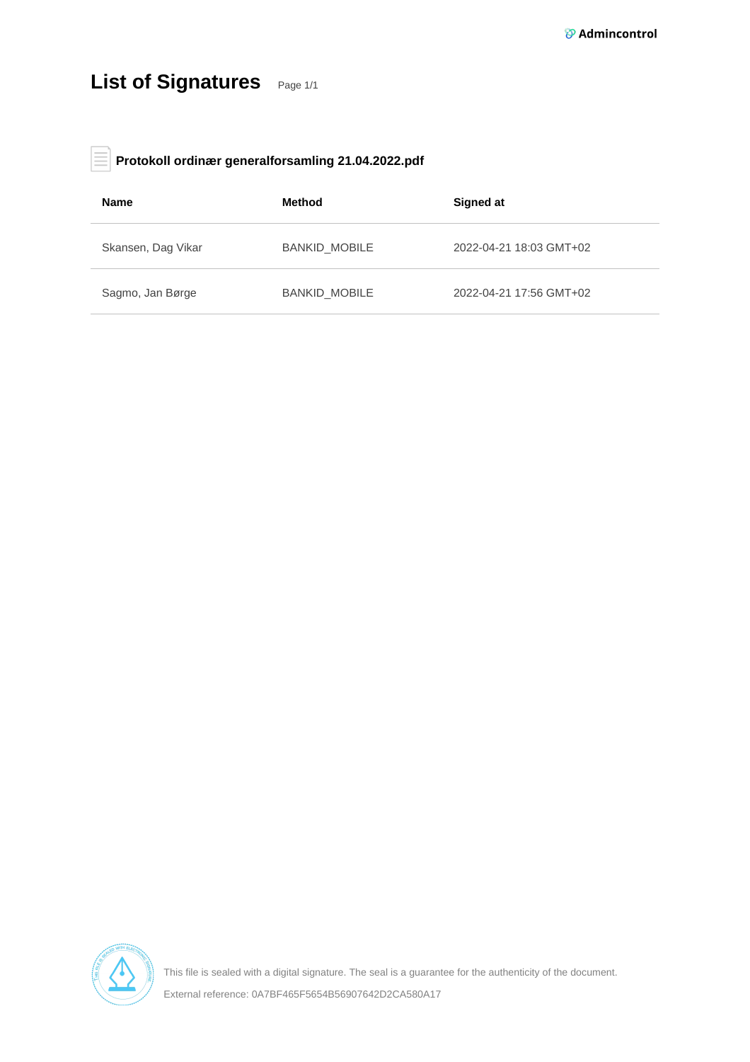Admincontrol

# List of Signatures

Page 1/1

**Protokoll ordinær generalforsamling 21.04.2022.pdf**

| Name | Method | Signed at |
|---|---|---|
| Skansen, Dag Vikar | BANKID_MOBILE | 2022-04-21 18:03 GMT+02 |
| Sagmo, Jan Børge | BANKID_MOBILE | 2022-04-21 17:56 GMT+02 |

This file is sealed with a digital signature. The seal is a guarantee for the authenticity of the document.

External reference: 0A7BF465F5654B56907642D2CA580A17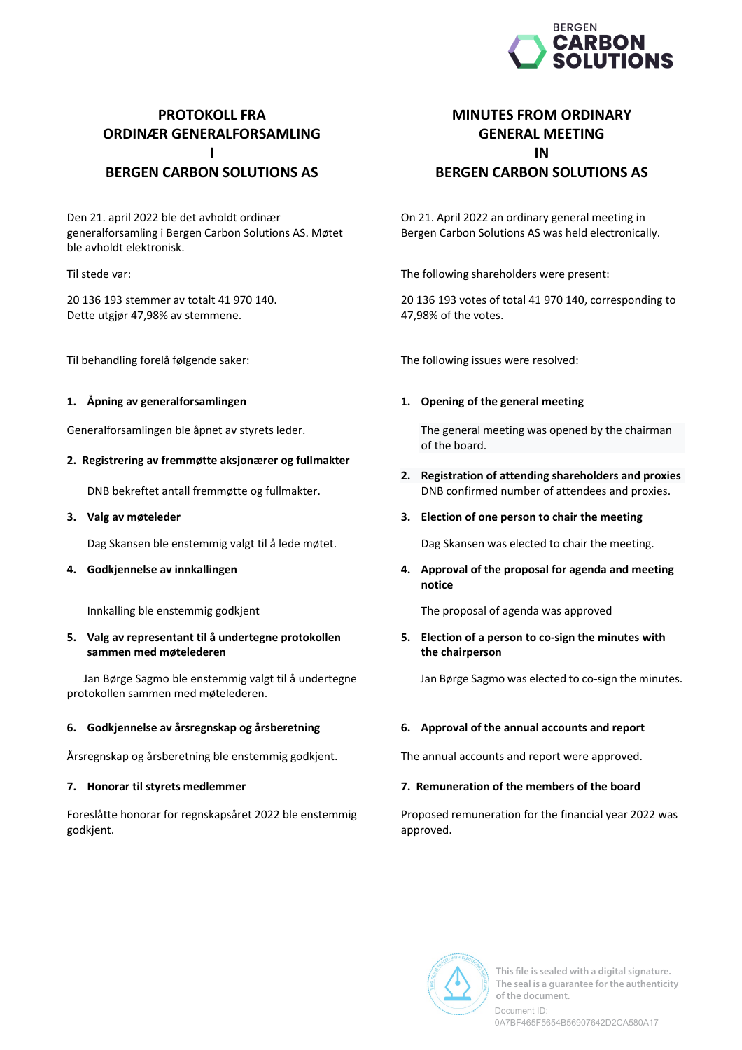## PROTOKOLL FRA ORDINÆR GENERALFORSAMLING I BERGEN CARBON SOLUTIONS AS

Den 21. april 2022 ble det avholdt ordinær generalforsamling i Bergen Carbon Solutions AS. Møtet ble avholdt elektronisk.

Til stede var:

20 136 193 stemmer av totalt 41 970 140. Dette utgjør 47,98% av stemmene.

Til behandling forelå følgende saker:

**1. Åpning av generalforsamlingen**

Generalforsamlingen ble åpnet av styrets leder.

**2. Registrering av fremmøtte aksjonærer og fullmakter**

DNB bekreftet antall fremmøtte og fullmakter.

**3. Valg av møteleder**

Dag Skansen ble enstemmig valgt til å lede møtet.

**4. Godkjennelse av innkallingen**

Innkalling ble enstemmig godkjent

**5. Valg av representant til å undertegne protokollen sammen med møtelederen**

Jan Børge Sagmo ble enstemmig valgt til å undertegne protokollen sammen med møtelederen.

**6. Godkjennelse av årsregnskap og årsberetning**

Årsregnskap og årsberetning ble enstemmig godkjent.

**7. Honorar til styrets medlemmer**

Foreslåtte honorar for regnskapsåret 2022 ble enstemmig godkjent.

## MINUTES FROM ORDINARY GENERAL MEETING IN BERGEN CARBON SOLUTIONS AS

On 21. April 2022 an ordinary general meeting in Bergen Carbon Solutions AS was held electronically.

The following shareholders were present:

20 136 193 votes of total 41 970 140, corresponding to 47,98% of the votes.

The following issues were resolved:

**1. Opening of the general meeting**

The general meeting was opened by the chairman of the board.

**2. Registration of attending shareholders and proxies**

DNB confirmed number of attendees and proxies.

**3. Election of one person to chair the meeting**

Dag Skansen was elected to chair the meeting.

**4. Approval of the proposal for agenda and meeting notice**

The proposal of agenda was approved

**5. Election of a person to co-sign the minutes with the chairperson**

Jan Børge Sagmo was elected to co-sign the minutes.

**6. Approval of the annual accounts and report**

The annual accounts and report were approved.

**7. Remuneration of the members of the board**

Proposed remuneration for the financial year 2022 was approved.

This file is sealed with a digital signature. The seal is a guarantee for the authenticity of the document.

Document ID: 0A7BF465F5654B56907642D2CA580A17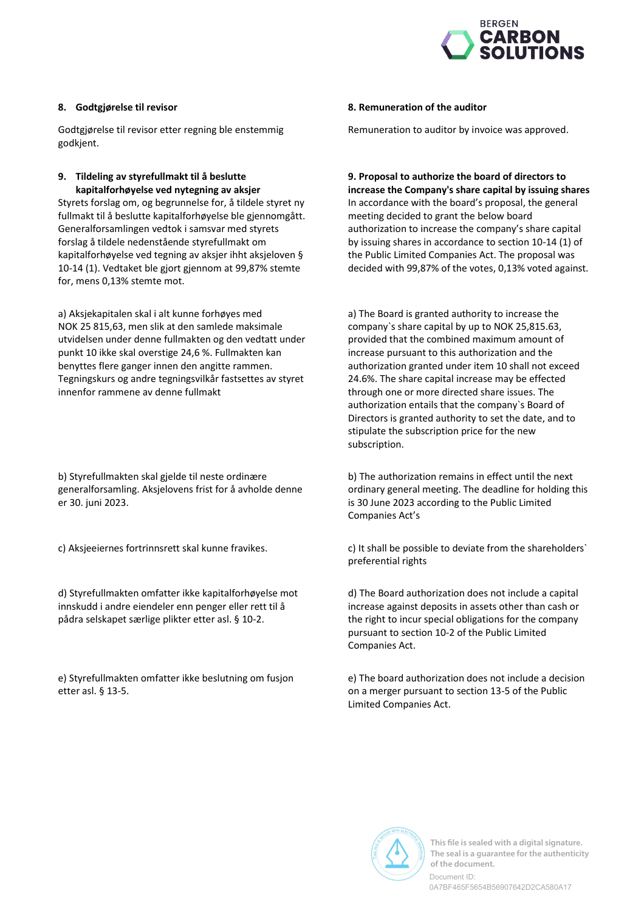### 8. Godtgjørelse til revisor

Godtgjørelse til revisor etter regning ble enstemmig godkjent.

### 8. Remuneration of the auditor

Remuneration to auditor by invoice was approved.

### 9. Tildeling av styrefullmakt til å beslutte kapitalforhøyelse ved nytegning av aksjer

Styrets forslag om, og begrunnelse for, å tildele styret ny fullmakt til å beslutte kapitalforhøyelse ble gjennomgått. Generalforsamlingen vedtok i samsvar med styrets forslag å tildele nedenstående styrefullmakt om kapitalforhøyelse ved tegning av aksjer ihht aksjeloven § 10-14 (1). Vedtaket ble gjort gjennom at 99,87% stemte for, mens 0,13% stemte mot.

a) Aksjekapitalen skal i alt kunne forhøyes med NOK 25 815,63, men slik at den samlede maksimale utvidelsen under denne fullmakten og den vedtatt under punkt 10 ikke skal overstige 24,6 %. Fullmakten kan benyttes flere ganger innen den angitte rammen. Tegningskurs og andre tegningsvilkår fastsettes av styret innenfor rammene av denne fullmakt

b) Styrefullmakten skal gjelde til neste ordinære generalforsamling. Aksjelovens frist for å avholde denne er 30. juni 2023.

c) Aksjeeiernes fortrinnsrett skal kunne fravikes.

d) Styrefullmakten omfatter ikke kapitalforhøyelse mot innskudd i andre eiendeler enn penger eller rett til å pådra selskapet særlige plikter etter asl. § 10-2.

e) Styrefullmakten omfatter ikke beslutning om fusjon etter asl. § 13-5.

### 9. Proposal to authorize the board of directors to increase the Company's share capital by issuing shares

In accordance with the board's proposal, the general meeting decided to grant the below board authorization to increase the company's share capital by issuing shares in accordance to section 10-14 (1) of the Public Limited Companies Act. The proposal was decided with 99,87% of the votes, 0,13% voted against.

a) The Board is granted authority to increase the company`s share capital by up to NOK 25,815.63, provided that the combined maximum amount of increase pursuant to this authorization and the authorization granted under item 10 shall not exceed 24.6%. The share capital increase may be effected through one or more directed share issues. The authorization entails that the company`s Board of Directors is granted authority to set the date, and to stipulate the subscription price for the new subscription.

b) The authorization remains in effect until the next ordinary general meeting. The deadline for holding this is 30 June 2023 according to the Public Limited Companies Act's

c) It shall be possible to deviate from the shareholders` preferential rights

d) The Board authorization does not include a capital increase against deposits in assets other than cash or the right to incur special obligations for the company pursuant to section 10-2 of the Public Limited Companies Act.

e) The board authorization does not include a decision on a merger pursuant to section 13-5 of the Public Limited Companies Act.

This file is sealed with a digital signature. The seal is a guarantee for the authenticity of the document.
Document ID: 0A7BF465F5654B56907642D2CA580A17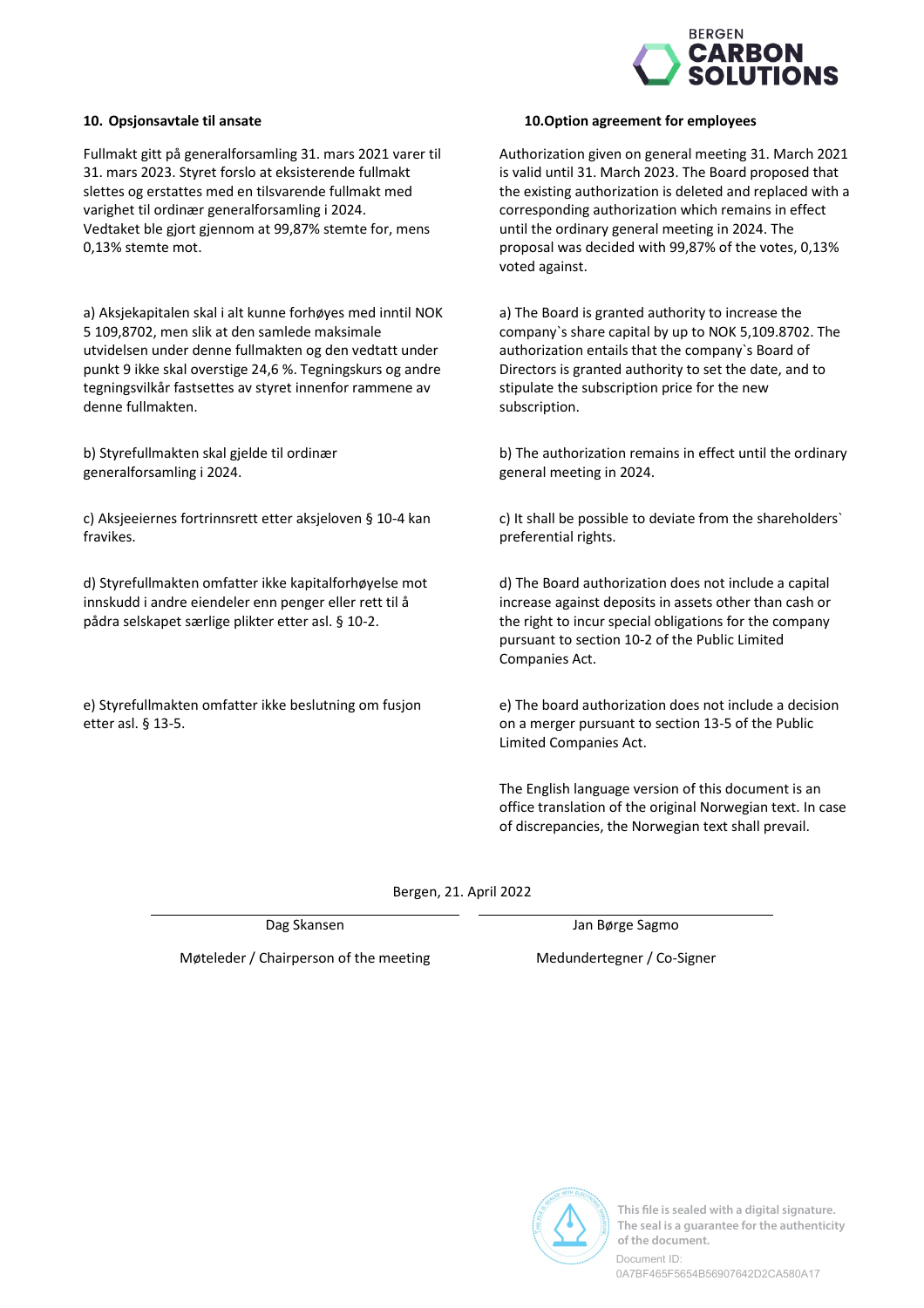### 10. Opsjonsavtale til ansate

Fullmakt gitt på generalforsamling 31. mars 2021 varer til 31. mars 2023. Styret forslo at eksisterende fullmakt slettes og erstattes med en tilsvarende fullmakt med varighet til ordinær generalforsamling i 2024. Vedtaket ble gjort gjennom at 99,87% stemte for, mens 0,13% stemte mot.

a) Aksjekapitalen skal i alt kunne forhøyes med inntil NOK 5 109,8702, men slik at den samlede maksimale utvidelsen under denne fullmakten og den vedtatt under punkt 9 ikke skal overstige 24,6 %. Tegningskurs og andre tegningsvilkår fastsettes av styret innenfor rammene av denne fullmakten.

b) Styrefullmakten skal gjelde til ordinær generalforsamling i 2024.

c) Aksjeeiernes fortrinnsrett etter aksjeloven § 10-4 kan fravikes.

d) Styrefullmakten omfatter ikke kapitalforhøyelse mot innskudd i andre eiendeler enn penger eller rett til å pådra selskapet særlige plikter etter asl. § 10-2.

e) Styrefullmakten omfatter ikke beslutning om fusjon etter asl. § 13-5.

### 10.Option agreement for employees

Authorization given on general meeting 31. March 2021 is valid until 31. March 2023. The Board proposed that the existing authorization is deleted and replaced with a corresponding authorization which remains in effect until the ordinary general meeting in 2024. The proposal was decided with 99,87% of the votes, 0,13% voted against.

a) The Board is granted authority to increase the company`s share capital by up to NOK 5,109.8702. The authorization entails that the company`s Board of Directors is granted authority to set the date, and to stipulate the subscription price for the new subscription.

b) The authorization remains in effect until the ordinary general meeting in 2024.

c) It shall be possible to deviate from the shareholders` preferential rights.

d) The Board authorization does not include a capital increase against deposits in assets other than cash or the right to incur special obligations for the company pursuant to section 10-2 of the Public Limited Companies Act.

e) The board authorization does not include a decision on a merger pursuant to section 13-5 of the Public Limited Companies Act.

The English language version of this document is an office translation of the original Norwegian text. In case of discrepancies, the Norwegian text shall prevail.

Bergen, 21. April 2022

| | |
|---|---|
| Dag Skansen | Jan Børge Sagmo |
| Møteleder / Chairperson of the meeting | Medundertegner / Co-Signer |

This file is sealed with a digital signature. The seal is a guarantee for the authenticity of the document.

Document ID: 0A7BF465F5654B56907642D2CA580A17